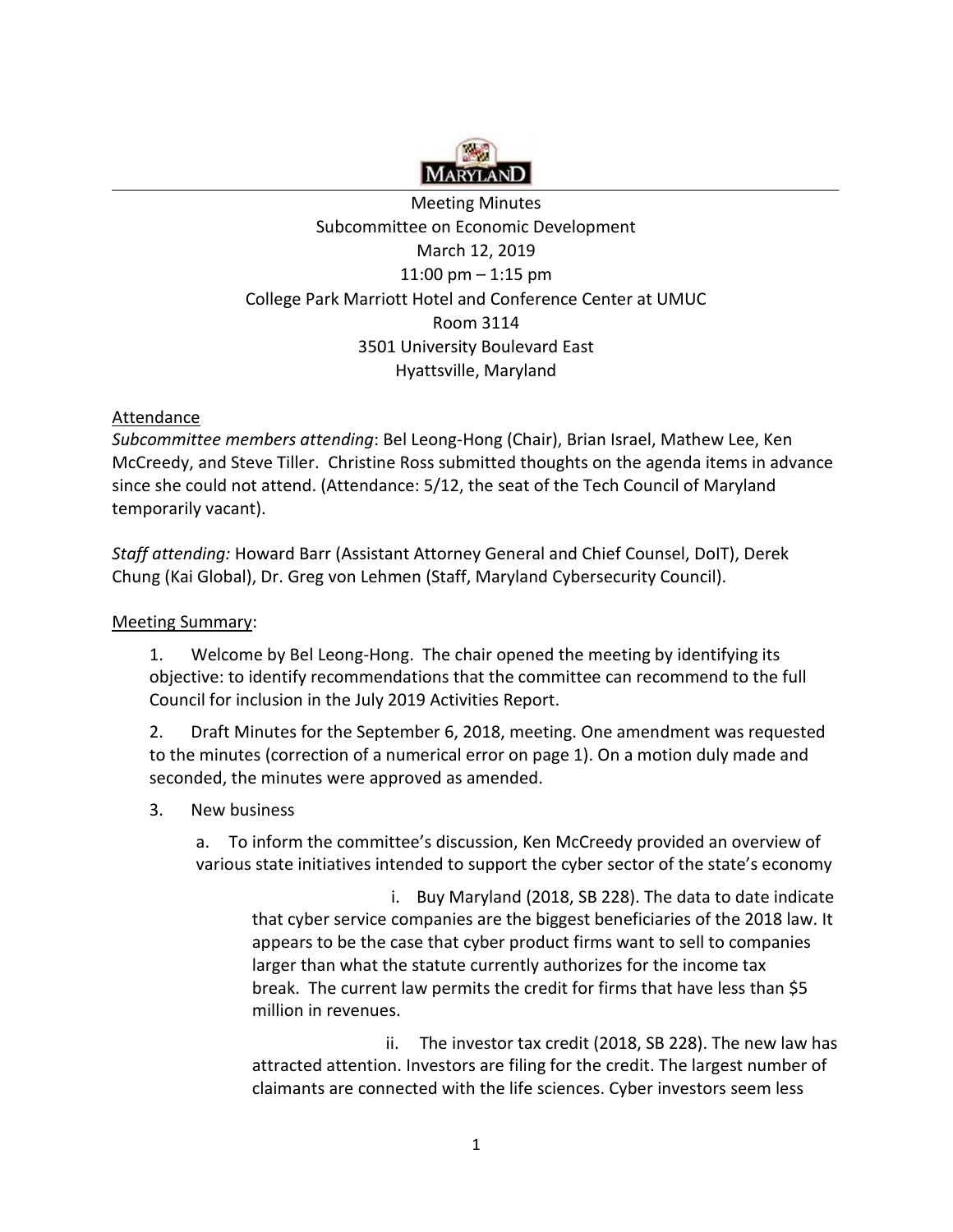Meeting Minutes
Subcommittee on Economic Development
March 12, 2019
11:00 pm – 1:15 pm
College Park Marriott Hotel and Conference Center at UMUC
Room 3114
3501 University Boulevard East
Hyattsville, Maryland

Attendance

*Subcommittee members attending*: Bel Leong-Hong (Chair), Brian Israel, Mathew Lee, Ken McCreedy, and Steve Tiller. Christine Ross submitted thoughts on the agenda items in advance since she could not attend. (Attendance: 5/12, the seat of the Tech Council of Maryland temporarily vacant).

*Staff attending:* Howard Barr (Assistant Attorney General and Chief Counsel, DoIT), Derek Chung (Kai Global), Dr. Greg von Lehmen (Staff, Maryland Cybersecurity Council).

Meeting Summary:

1. Welcome by Bel Leong-Hong. The chair opened the meeting by identifying its objective: to identify recommendations that the committee can recommend to the full Council for inclusion in the July 2019 Activities Report.

2. Draft Minutes for the September 6, 2018, meeting. One amendment was requested to the minutes (correction of a numerical error on page 1). On a motion duly made and seconded, the minutes were approved as amended.

3. New business

   a. To inform the committee's discussion, Ken McCreedy provided an overview of various state initiatives intended to support the cyber sector of the state's economy

      i. Buy Maryland (2018, SB 228). The data to date indicate that cyber service companies are the biggest beneficiaries of the 2018 law. It appears to be the case that cyber product firms want to sell to companies larger than what the statute currently authorizes for the income tax break. The current law permits the credit for firms that have less than $5 million in revenues.

      ii. The investor tax credit (2018, SB 228). The new law has attracted attention. Investors are filing for the credit. The largest number of claimants are connected with the life sciences. Cyber investors seem less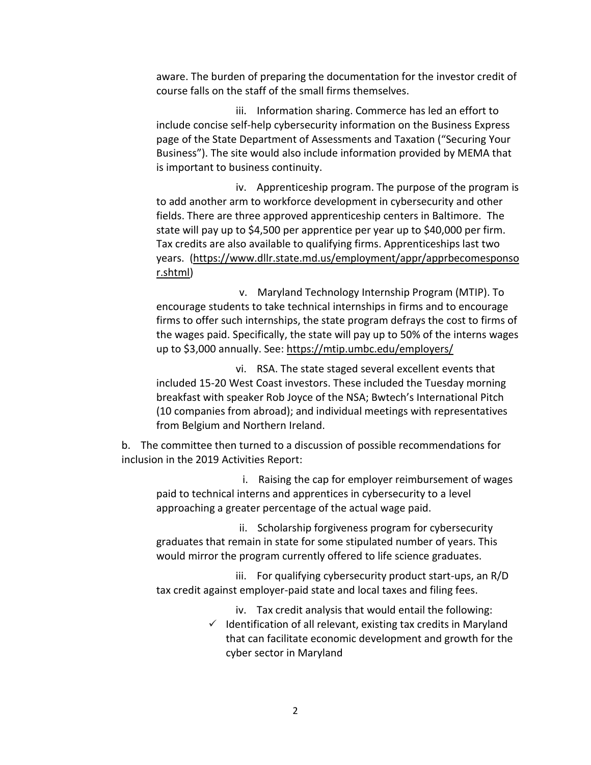aware. The burden of preparing the documentation for the investor credit of course falls on the staff of the small firms themselves.

iii. Information sharing. Commerce has led an effort to include concise self-help cybersecurity information on the Business Express page of the State Department of Assessments and Taxation ("Securing Your Business"). The site would also include information provided by MEMA that is important to business continuity.

iv. Apprenticeship program. The purpose of the program is to add another arm to workforce development in cybersecurity and other fields. There are three approved apprenticeship centers in Baltimore. The state will pay up to $4,500 per apprentice per year up to $40,000 per firm. Tax credits are also available to qualifying firms. Apprenticeships last two years. (https://www.dllr.state.md.us/employment/appr/apprbecomesponsor.shtml)

v. Maryland Technology Internship Program (MTIP). To encourage students to take technical internships in firms and to encourage firms to offer such internships, the state program defrays the cost to firms of the wages paid. Specifically, the state will pay up to 50% of the interns wages up to $3,000 annually. See: https://mtip.umbc.edu/employers/

vi. RSA. The state staged several excellent events that included 15-20 West Coast investors. These included the Tuesday morning breakfast with speaker Rob Joyce of the NSA; Bwtech's International Pitch (10 companies from abroad); and individual meetings with representatives from Belgium and Northern Ireland.

b. The committee then turned to a discussion of possible recommendations for inclusion in the 2019 Activities Report:

i. Raising the cap for employer reimbursement of wages paid to technical interns and apprentices in cybersecurity to a level approaching a greater percentage of the actual wage paid.

ii. Scholarship forgiveness program for cybersecurity graduates that remain in state for some stipulated number of years. This would mirror the program currently offered to life science graduates.

iii. For qualifying cybersecurity product start-ups, an R/D tax credit against employer-paid state and local taxes and filing fees.

iv. Tax credit analysis that would entail the following:

- ✓ Identification of all relevant, existing tax credits in Maryland that can facilitate economic development and growth for the cyber sector in Maryland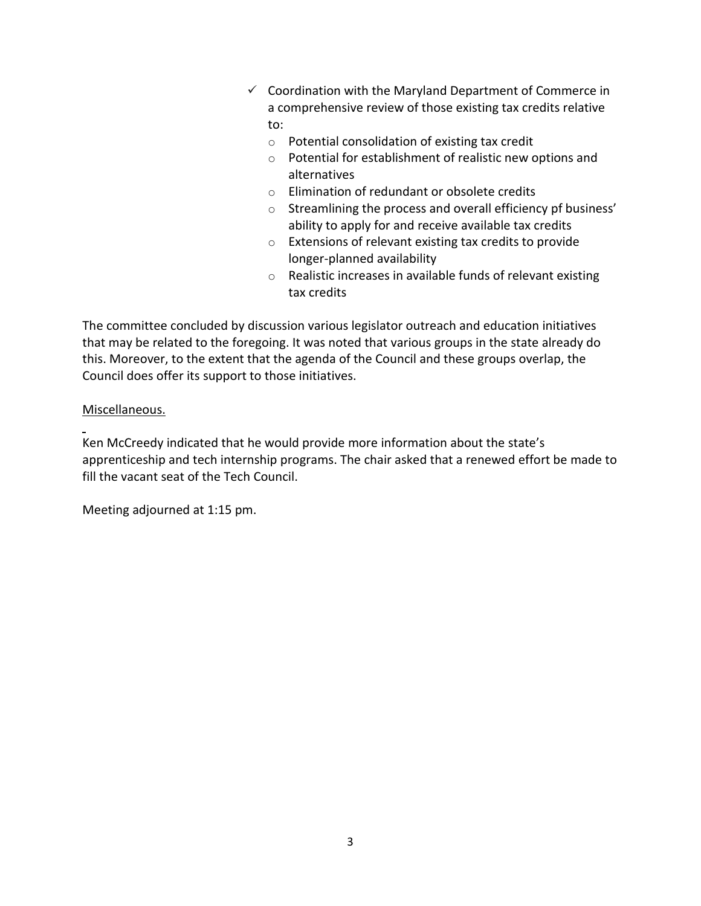- ✓ Coordination with the Maryland Department of Commerce in a comprehensive review of those existing tax credits relative to:
  - Potential consolidation of existing tax credit
  - Potential for establishment of realistic new options and alternatives
  - Elimination of redundant or obsolete credits
  - Streamlining the process and overall efficiency pf business' ability to apply for and receive available tax credits
  - Extensions of relevant existing tax credits to provide longer-planned availability
  - Realistic increases in available funds of relevant existing tax credits

The committee concluded by discussion various legislator outreach and education initiatives that may be related to the foregoing. It was noted that various groups in the state already do this. Moreover, to the extent that the agenda of the Council and these groups overlap, the Council does offer its support to those initiatives.

<u>Miscellaneous.</u>

Ken McCreedy indicated that he would provide more information about the state's apprenticeship and tech internship programs. The chair asked that a renewed effort be made to fill the vacant seat of the Tech Council.

Meeting adjourned at 1:15 pm.